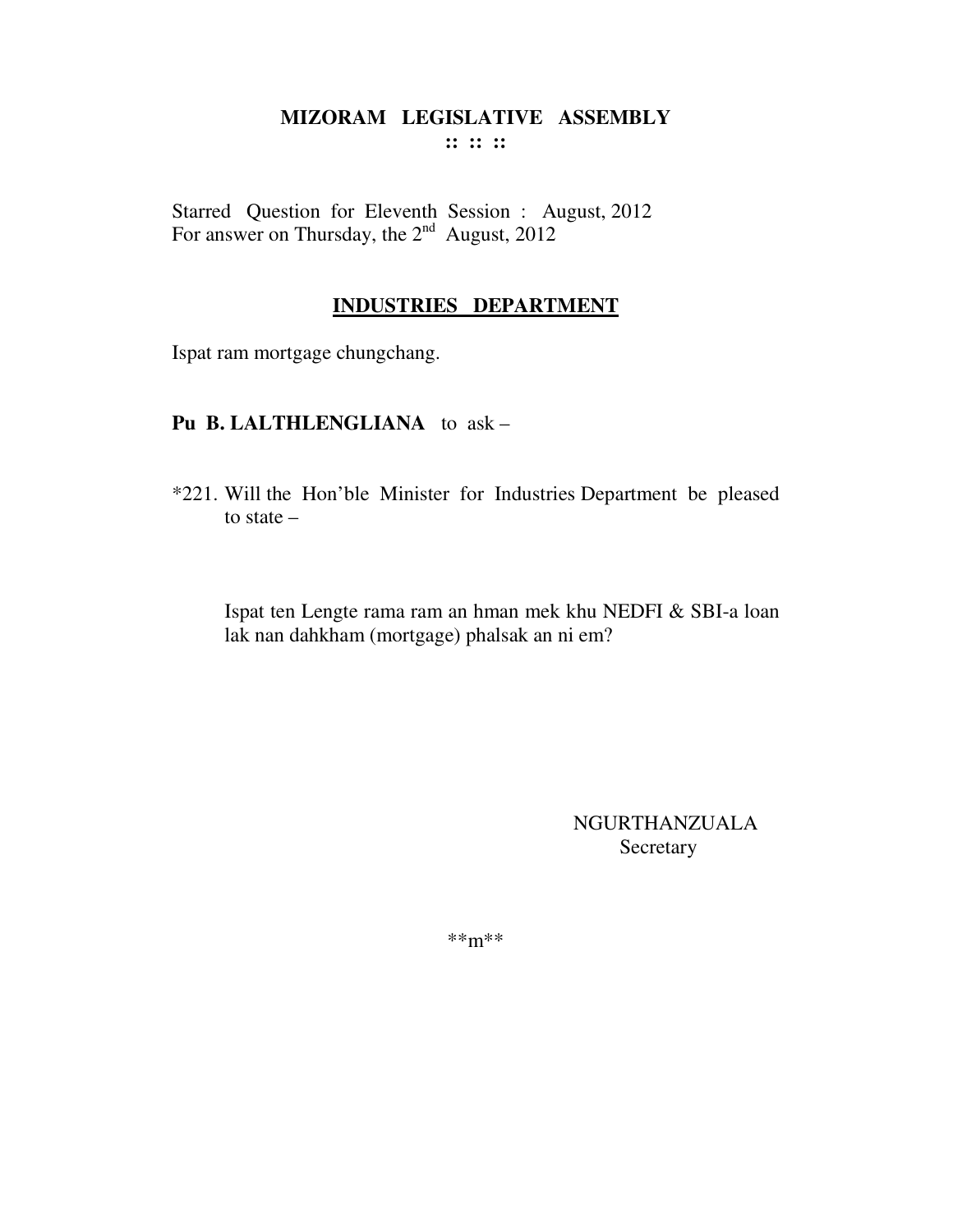# MIZORAM LEGISLATIVE ASSEMBLY

**:: :: ::**

Starred Question for Eleventh Session : August, 2012
For answer on Thursday, the 2nd August, 2012

## INDUSTRIES DEPARTMENT

Ispat ram mortgage chungchang.

**Pu B. LALTHLENGLIANA** to ask –

*221. Will the Hon'ble Minister for Industries Department be pleased to state –

Ispat ten Lengte rama ram an hman mek khu NEDFI & SBI-a loan lak nan dahkham (mortgage) phalsak an ni em?

NGURTHANZUALA
Secretary

**m**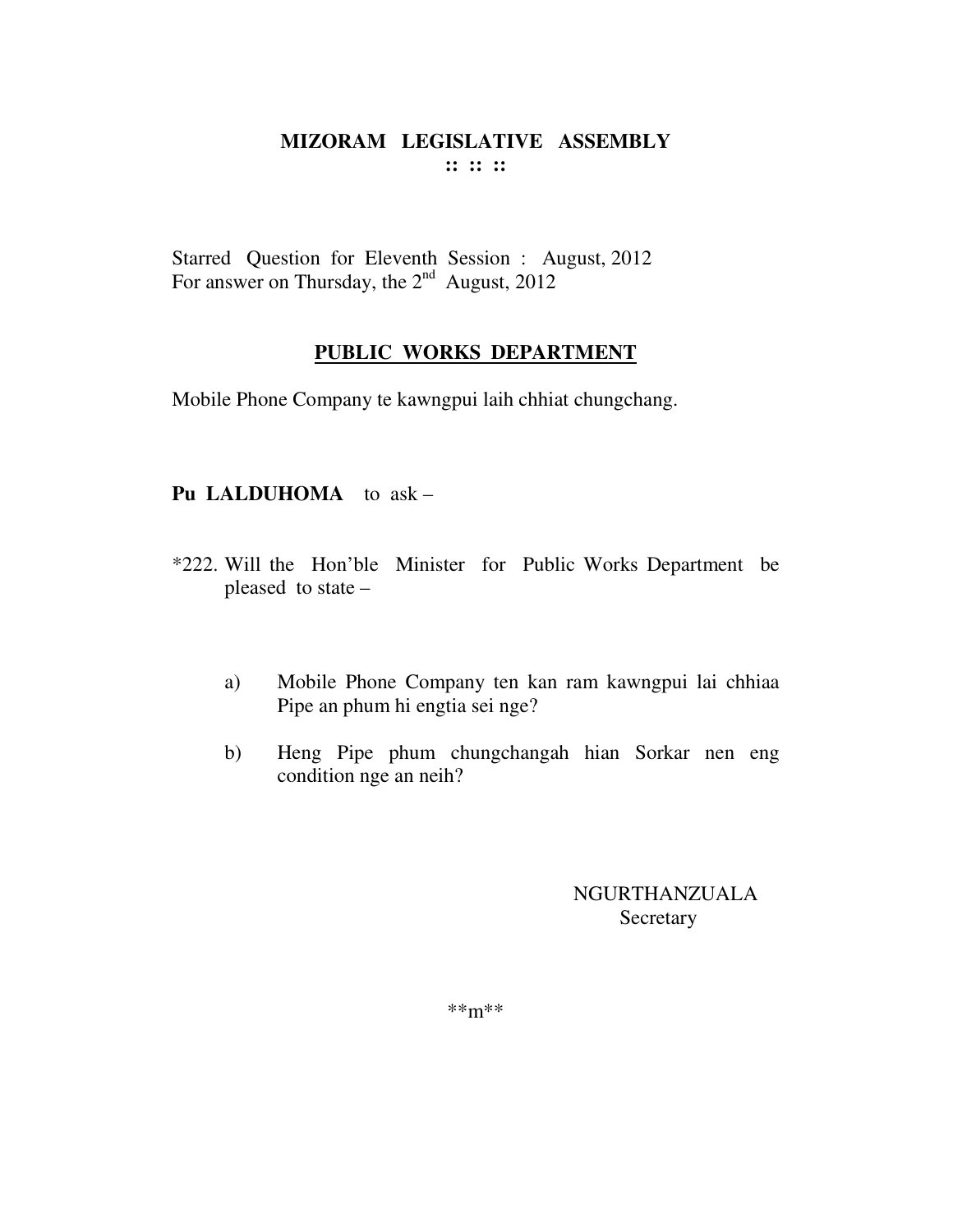# MIZORAM LEGISLATIVE ASSEMBLY

**:: :: ::**

Starred Question for Eleventh Session : August, 2012
For answer on Thursday, the 2nd August, 2012

## PUBLIC WORKS DEPARTMENT

Mobile Phone Company te kawngpui laih chhiat chungchang.

**Pu LALDUHOMA** to ask –

*222. Will the Hon'ble Minister for Public Works Department be pleased to state –

a) Mobile Phone Company ten kan ram kawngpui lai chhiaa Pipe an phum hi engtia sei nge?

b) Heng Pipe phum chungchangah hian Sorkar nen eng condition nge an neih?

NGURTHANZUALA
Secretary

**m**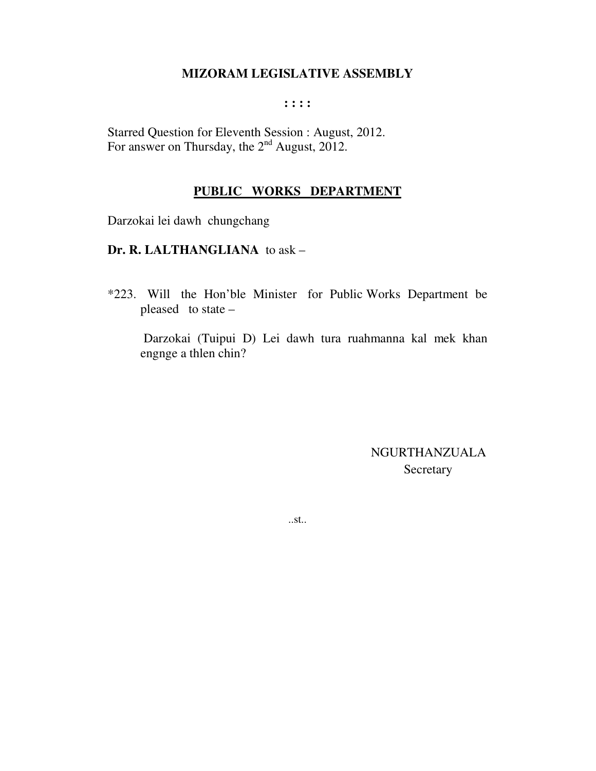# MIZORAM LEGISLATIVE ASSEMBLY

**: : : :**

Starred Question for Eleventh Session : August, 2012.
For answer on Thursday, the 2nd August, 2012.

## PUBLIC WORKS DEPARTMENT

Darzokai lei dawh chungchang

**Dr. R. LALTHANGLIANA** to ask –

*223. Will the Hon'ble Minister for Public Works Department be pleased to state –

Darzokai (Tuipui D) Lei dawh tura ruahmanna kal mek khan engnge a thlen chin?

NGURTHANZUALA
Secretary

..st..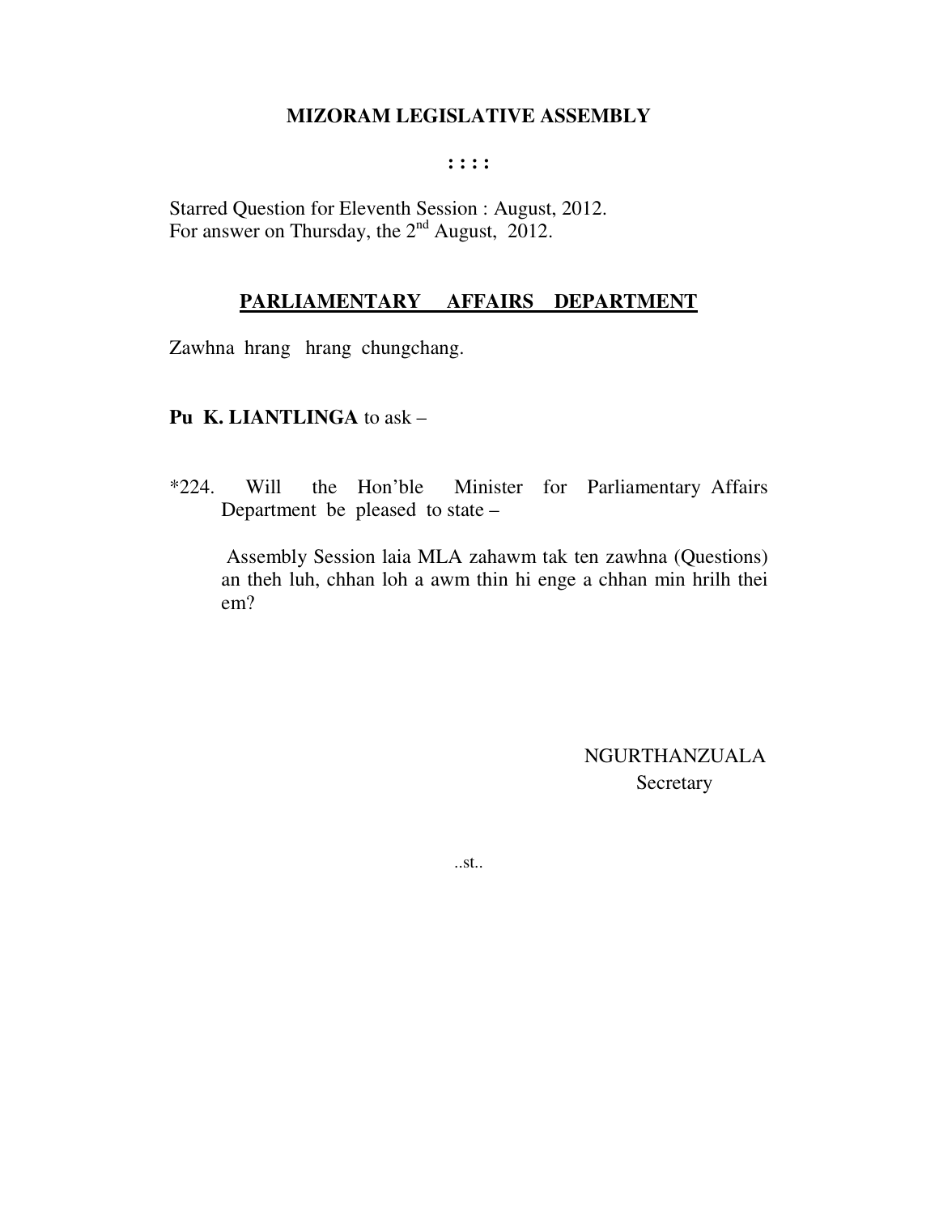# MIZORAM LEGISLATIVE ASSEMBLY

: : : :

Starred Question for Eleventh Session : August, 2012.
For answer on Thursday, the 2nd August, 2012.

## PARLIAMENTARY AFFAIRS DEPARTMENT

Zawhna hrang hrang chungchang.

**Pu K. LIANTLINGA** to ask –

*224. Will the Hon'ble Minister for Parliamentary Affairs Department be pleased to state –

Assembly Session laia MLA zahawm tak ten zawhna (Questions) an theh luh, chhan loh a awm thin hi enge a chhan min hrilh thei em?

NGURTHANZUALA
Secretary

..st..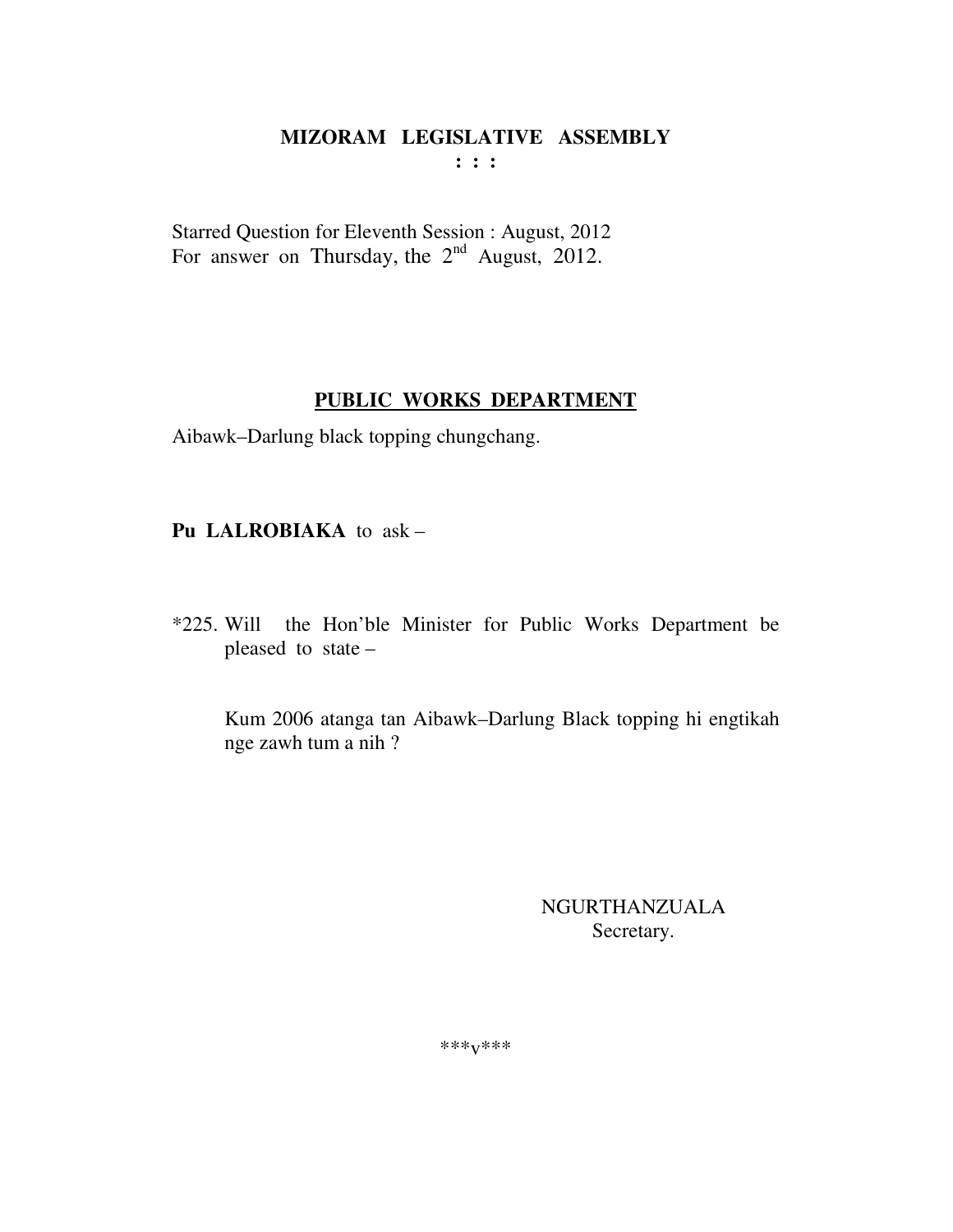# MIZORAM LEGISLATIVE ASSEMBLY

**: : :**

Starred Question for Eleventh Session : August, 2012
For answer on Thursday, the 2nd August, 2012.

## PUBLIC WORKS DEPARTMENT

Aibawk–Darlung black topping chungchang.

**Pu LALROBIAKA** to ask –

*225. Will the Hon'ble Minister for Public Works Department be pleased to state –

Kum 2006 atanga tan Aibawk–Darlung Black topping hi engtikah nge zawh tum a nih ?

NGURTHANZUALA
Secretary.

***v***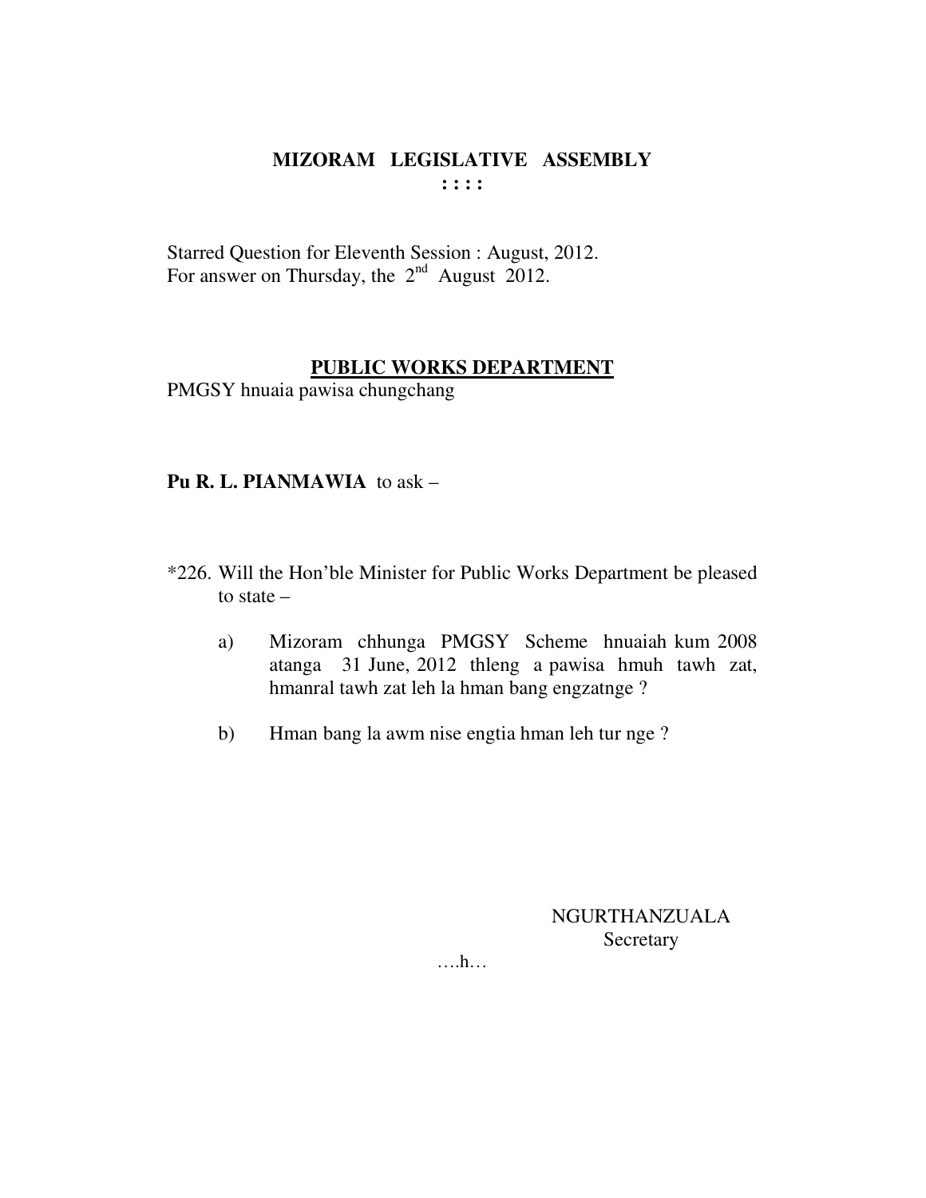**MIZORAM LEGISLATIVE ASSEMBLY**
**: : : :**

Starred Question for Eleventh Session : August, 2012.
For answer on Thursday, the 2nd August 2012.

**PUBLIC WORKS DEPARTMENT**

PMGSY hnuaia pawisa chungchang

**Pu R. L. PIANMAWIA** to ask –

*226. Will the Hon'ble Minister for Public Works Department be pleased to state –

a) Mizoram chhunga PMGSY Scheme hnuaiah kum 2008 atanga 31 June, 2012 thleng a pawisa hmuh tawh zat, hmanral tawh zat leh la hman bang engzatnge ?

b) Hman bang la awm nise engtia hman leh tur nge ?

NGURTHANZUALA
Secretary

….h…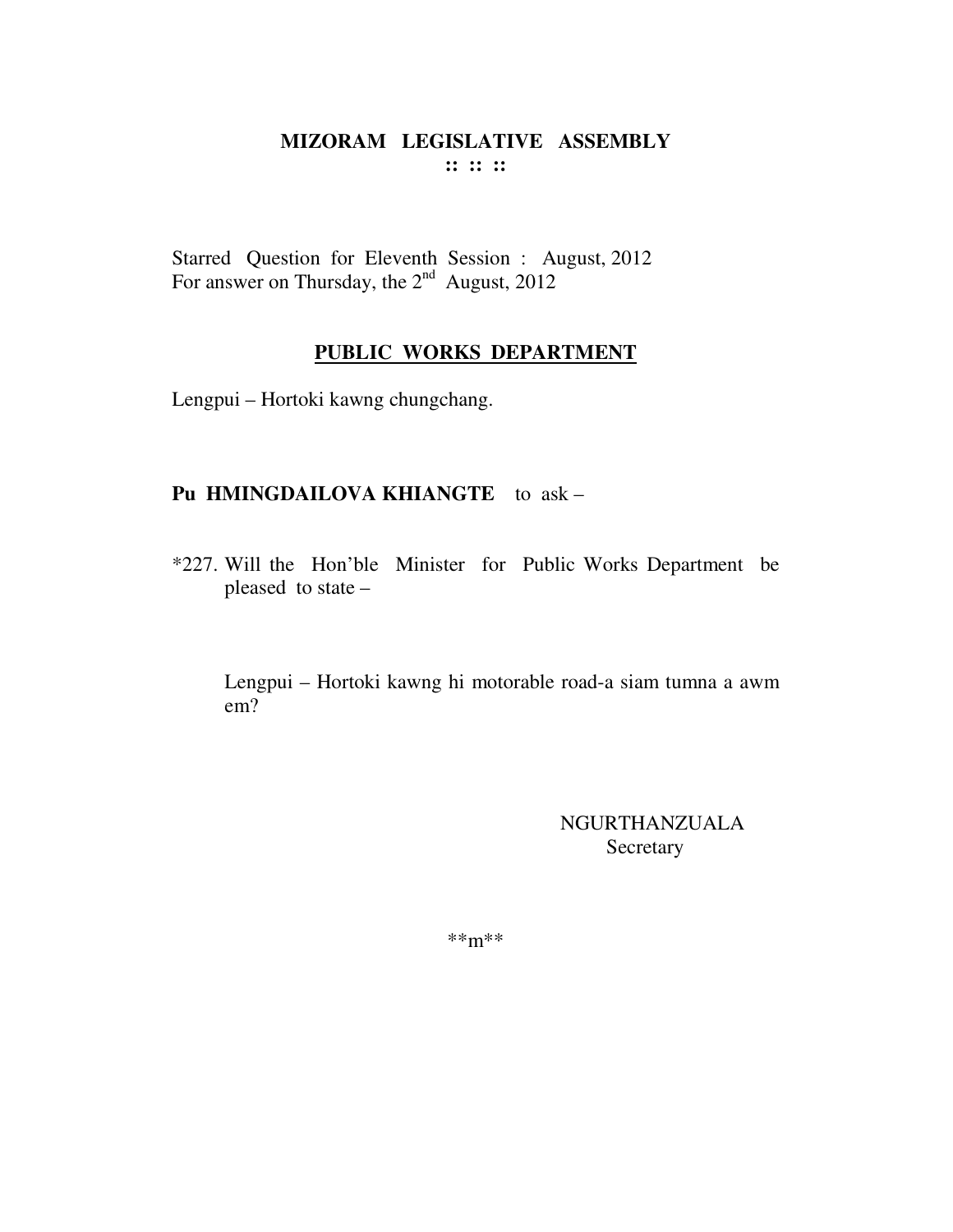# MIZORAM LEGISLATIVE ASSEMBLY

:: :: ::

Starred Question for Eleventh Session : August, 2012
For answer on Thursday, the 2nd August, 2012

## PUBLIC WORKS DEPARTMENT

Lengpui – Hortoki kawng chungchang.

**Pu HMINGDAILOVA KHIANGTE** to ask –

*227. Will the Hon'ble Minister for Public Works Department be pleased to state –

Lengpui – Hortoki kawng hi motorable road-a siam tumna a awm em?

NGURTHANZUALA
Secretary

**m**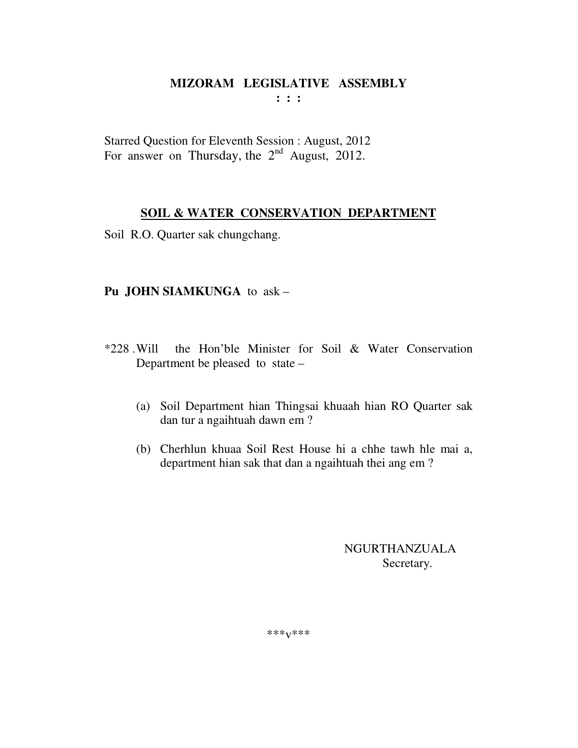# MIZORAM LEGISLATIVE ASSEMBLY
**: : :**

Starred Question for Eleventh Session : August, 2012
For answer on Thursday, the 2nd August, 2012.

## SOIL & WATER CONSERVATION DEPARTMENT

Soil R.O. Quarter sak chungchang.

**Pu JOHN SIAMKUNGA** to ask –

*228 . Will the Hon'ble Minister for Soil & Water Conservation Department be pleased to state –

(a) Soil Department hian Thingsai khuaah hian RO Quarter sak dan tur a ngaihtuah dawn em ?

(b) Cherhlun khuaa Soil Rest House hi a chhe tawh hle mai a, department hian sak that dan a ngaihtuah thei ang em ?

NGURTHANZUALA
Secretary.

\*\*\*v\*\*\*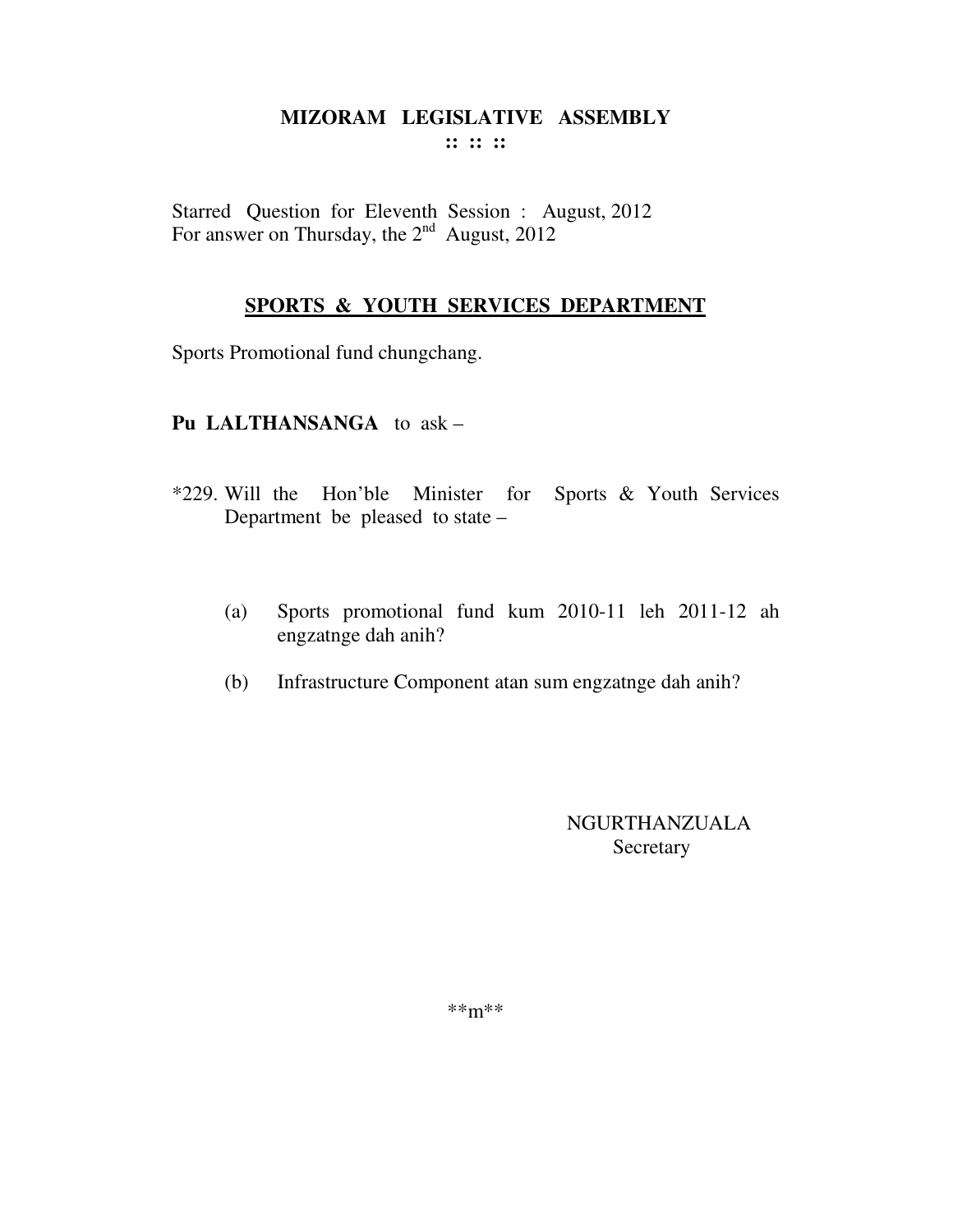# MIZORAM LEGISLATIVE ASSEMBLY

:: :: ::

Starred Question for Eleventh Session : August, 2012
For answer on Thursday, the 2nd August, 2012

## SPORTS & YOUTH SERVICES DEPARTMENT

Sports Promotional fund chungchang.

**Pu LALTHANSANGA** to ask –

*229. Will the Hon'ble Minister for Sports & Youth Services Department be pleased to state –

(a) Sports promotional fund kum 2010-11 leh 2011-12 ah engzatnge dah anih?

(b) Infrastructure Component atan sum engzatnge dah anih?

NGURTHANZUALA
Secretary

**m**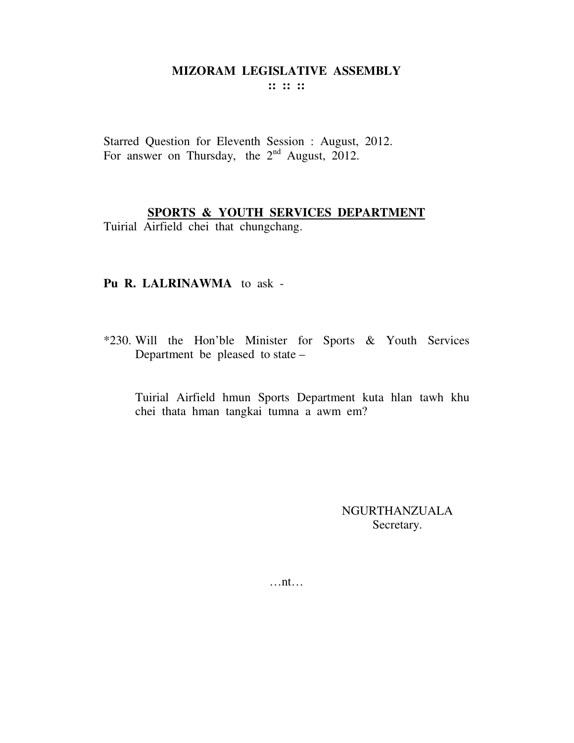# MIZORAM LEGISLATIVE ASSEMBLY

:: :: ::

Starred Question for Eleventh Session : August, 2012.
For answer on Thursday, the 2nd August, 2012.

## SPORTS & YOUTH SERVICES DEPARTMENT

Tuirial Airfield chei that chungchang.

**Pu R. LALRINAWMA** to ask -

*230. Will the Hon'ble Minister for Sports & Youth Services Department be pleased to state –

Tuirial Airfield hmun Sports Department kuta hlan tawh khu chei thata hman tangkai tumna a awm em?

NGURTHANZUALA
Secretary.

…nt…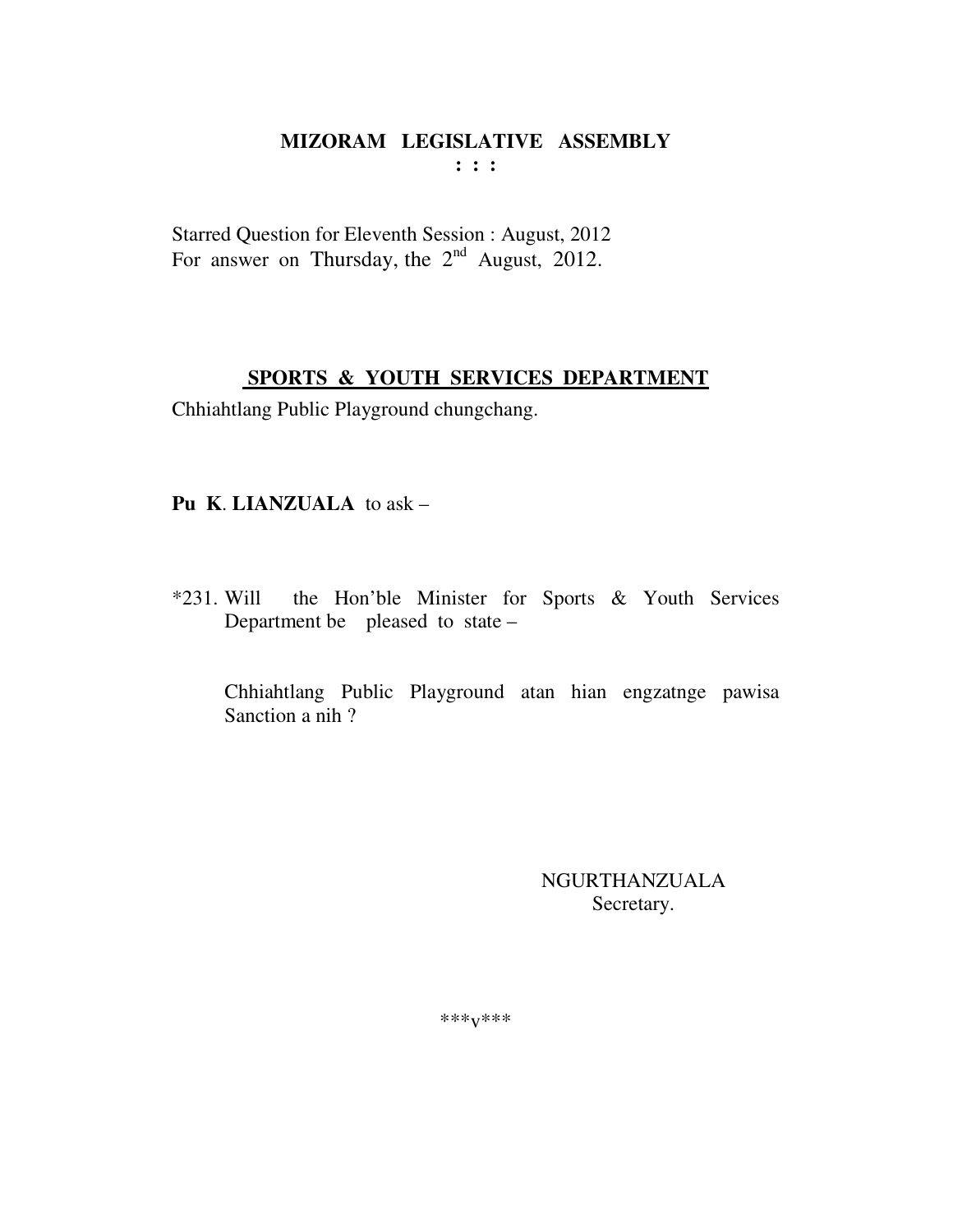**MIZORAM LEGISLATIVE ASSEMBLY**
**: : :**

Starred Question for Eleventh Session : August, 2012
For answer on Thursday, the 2nd August, 2012.

**SPORTS & YOUTH SERVICES DEPARTMENT**

Chhiahtlang Public Playground chungchang.

**Pu K. LIANZUALA** to ask –

*231. Will the Hon'ble Minister for Sports & Youth Services Department be pleased to state –

Chhiahtlang Public Playground atan hian engzatnge pawisa Sanction a nih ?

NGURTHANZUALA
Secretary.

***v***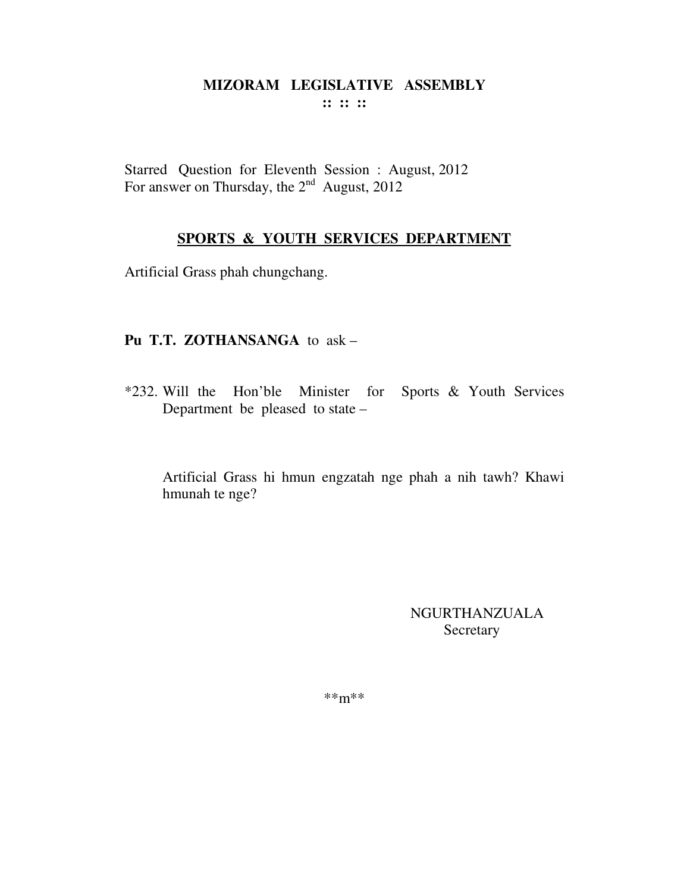# MIZORAM LEGISLATIVE ASSEMBLY

:: :: ::

Starred Question for Eleventh Session : August, 2012
For answer on Thursday, the 2nd August, 2012

## SPORTS & YOUTH SERVICES DEPARTMENT

Artificial Grass phah chungchang.

**Pu T.T. ZOTHANSANGA** to ask –

*232. Will the Hon'ble Minister for Sports & Youth Services Department be pleased to state –

Artificial Grass hi hmun engzatah nge phah a nih tawh? Khawi hmunah te nge?

NGURTHANZUALA
Secretary

**m**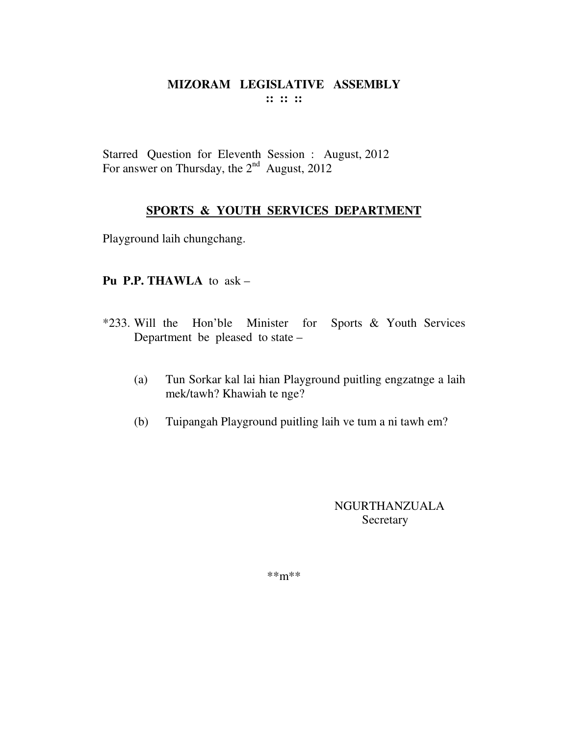**MIZORAM LEGISLATIVE ASSEMBLY**
**:: :: ::**

Starred Question for Eleventh Session : August, 2012
For answer on Thursday, the 2nd August, 2012

## SPORTS & YOUTH SERVICES DEPARTMENT

Playground laih chungchang.

**Pu P.P. THAWLA** to ask –

*233. Will the Hon'ble Minister for Sports & Youth Services Department be pleased to state –

(a) Tun Sorkar kal lai hian Playground puitling engzatnge a laih mek/tawh? Khawiah te nge?

(b) Tuipangah Playground puitling laih ve tum a ni tawh em?

NGURTHANZUALA
Secretary

**m**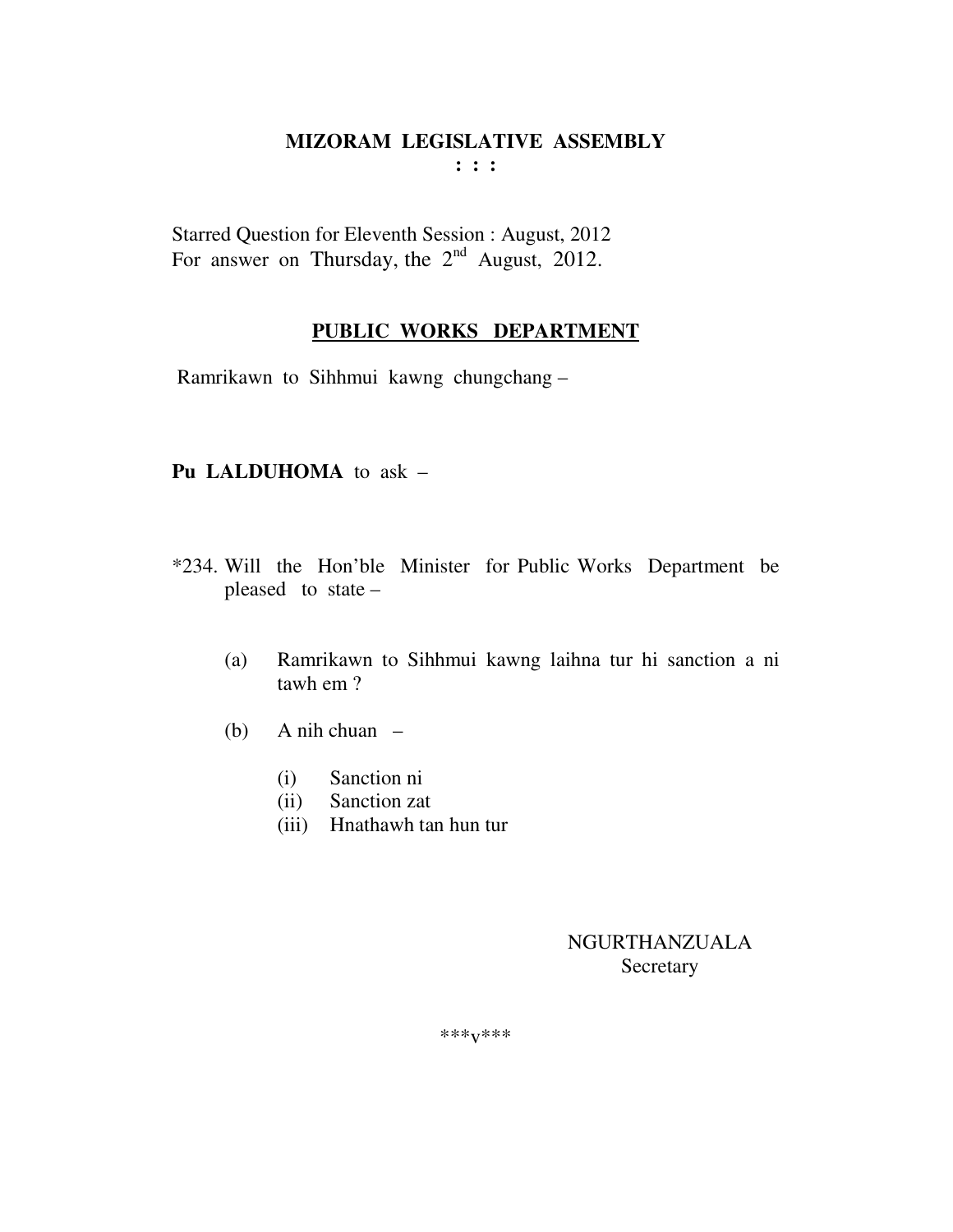# MIZORAM LEGISLATIVE ASSEMBLY

**: : :**

Starred Question for Eleventh Session : August, 2012
For answer on Thursday, the 2nd August, 2012.

## PUBLIC WORKS DEPARTMENT

Ramrikawn to Sihhmui kawng chungchang –

**Pu LALDUHOMA** to ask –

*234. Will the Hon'ble Minister for Public Works Department be pleased to state –

(a) Ramrikawn to Sihhmui kawng laihna tur hi sanction a ni tawh em ?

(b) A nih chuan –

(i) Sanction ni
(ii) Sanction zat
(iii) Hnathawh tan hun tur

NGURTHANZUALA
Secretary

***v***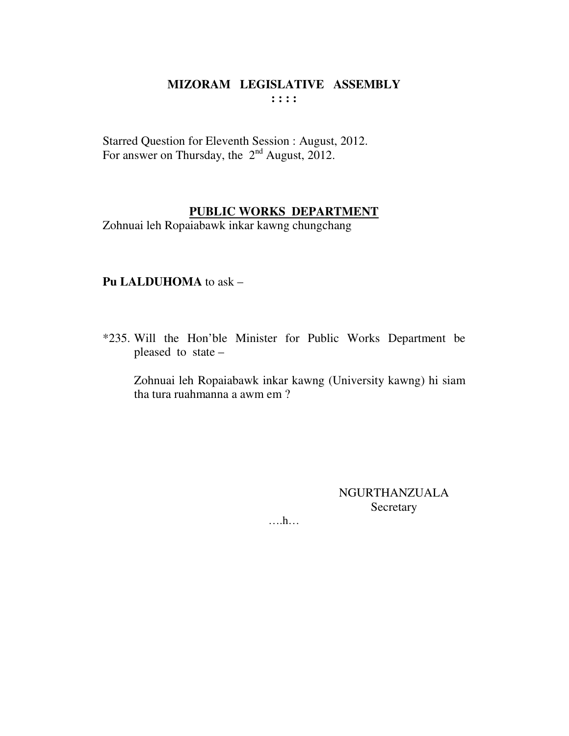# MIZORAM LEGISLATIVE ASSEMBLY
**: : : :**

Starred Question for Eleventh Session : August, 2012.
For answer on Thursday, the 2nd August, 2012.

## PUBLIC WORKS DEPARTMENT

Zohnuai leh Ropaiabawk inkar kawng chungchang

**Pu LALDUHOMA** to ask –

*235. Will the Hon'ble Minister for Public Works Department be pleased to state –

Zohnuai leh Ropaiabawk inkar kawng (University kawng) hi siam tha tura ruahmanna a awm em ?

NGURTHANZUALA
Secretary

….h…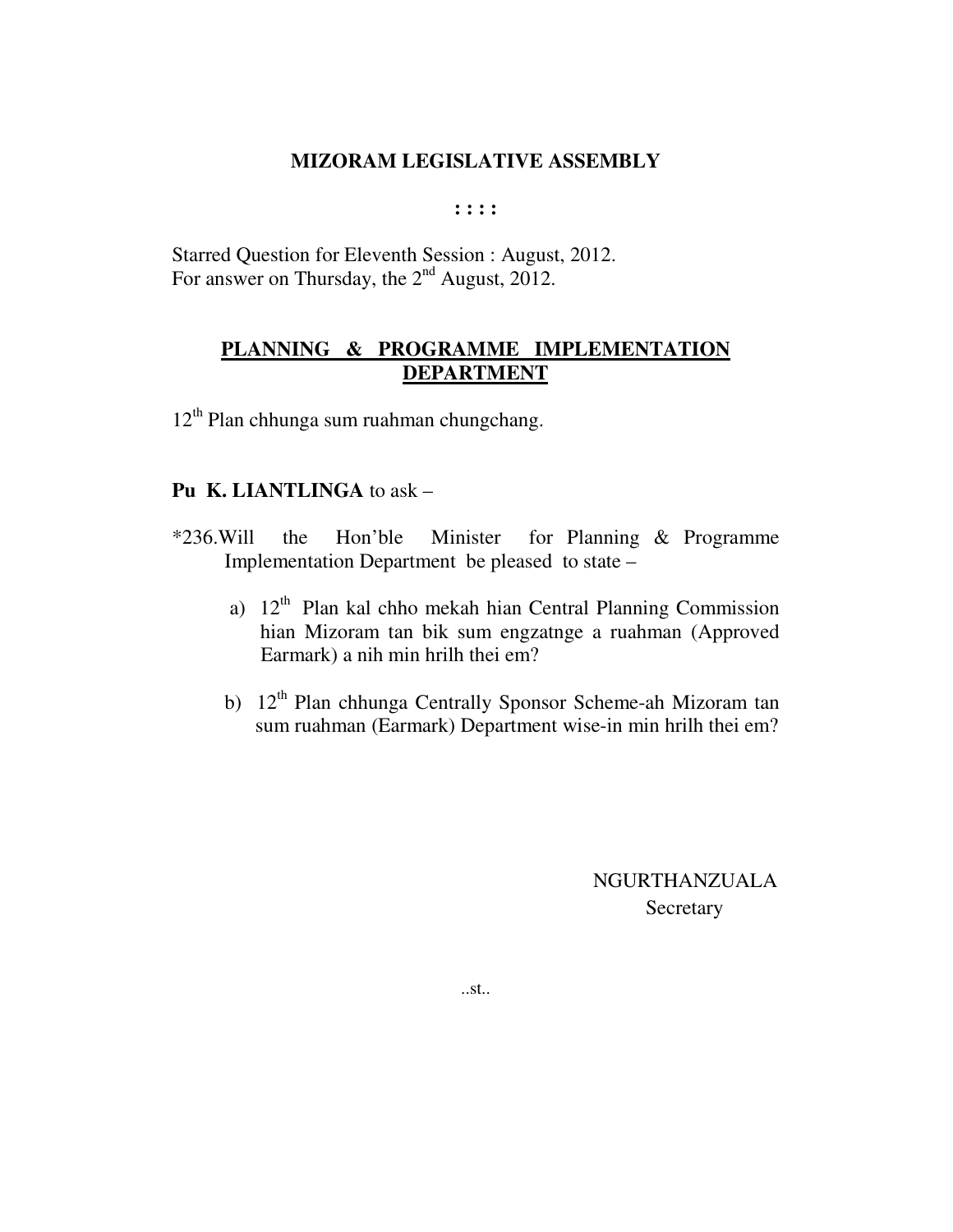# MIZORAM LEGISLATIVE ASSEMBLY

**: : : :**

Starred Question for Eleventh Session : August, 2012.
For answer on Thursday, the 2nd August, 2012.

## PLANNING & PROGRAMME IMPLEMENTATION DEPARTMENT

12th Plan chhunga sum ruahman chungchang.

**Pu K. LIANTLINGA** to ask –

*236.Will the Hon'ble Minister for Planning & Programme Implementation Department be pleased to state –

a) 12th Plan kal chho mekah hian Central Planning Commission hian Mizoram tan bik sum engzatnge a ruahman (Approved Earmark) a nih min hrilh thei em?

b) 12th Plan chhunga Centrally Sponsor Scheme-ah Mizoram tan sum ruahman (Earmark) Department wise-in min hrilh thei em?

NGURTHANZUALA
Secretary

..st..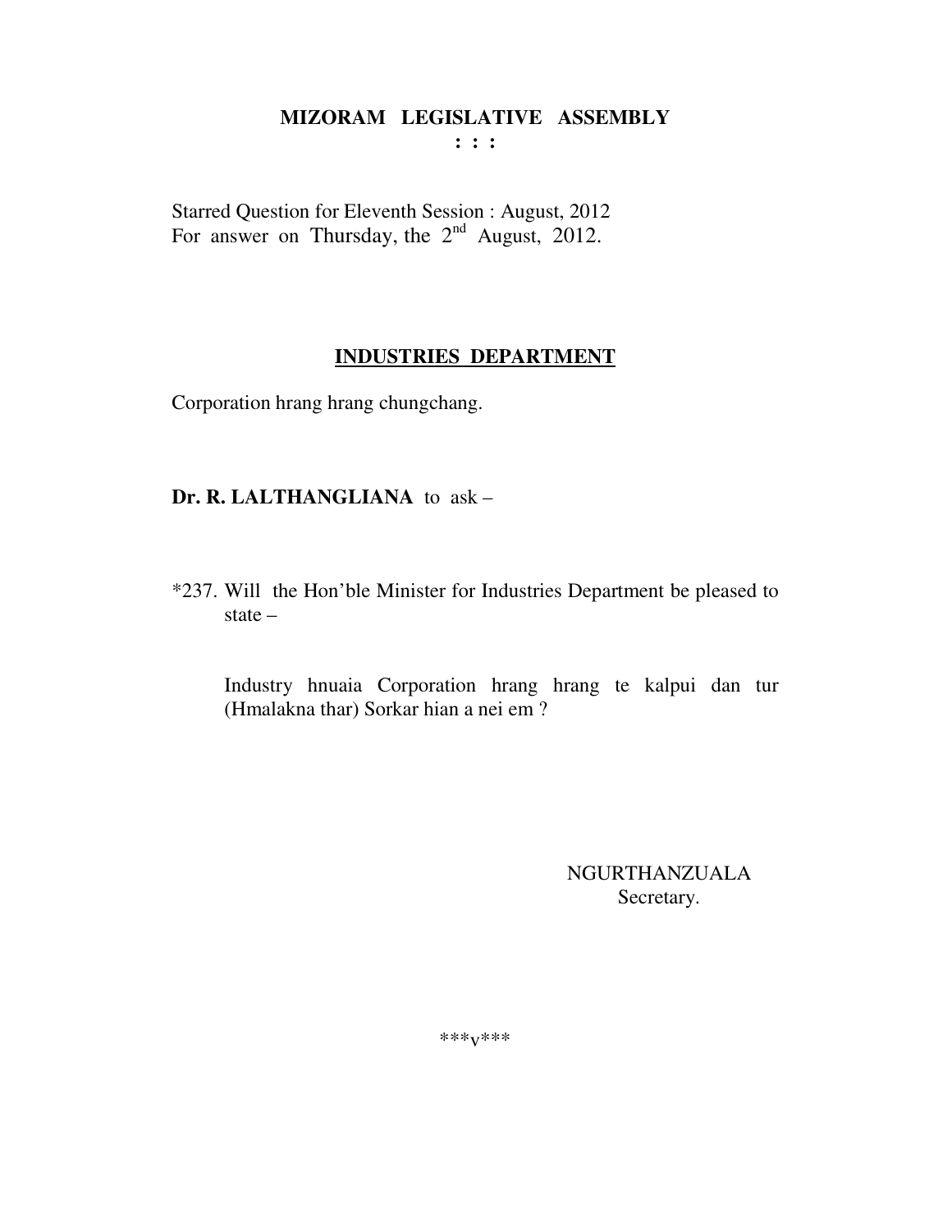**MIZORAM LEGISLATIVE ASSEMBLY**
**: : :**

Starred Question for Eleventh Session : August, 2012
For answer on Thursday, the 2nd August, 2012.

**INDUSTRIES DEPARTMENT**

Corporation hrang hrang chungchang.

**Dr. R. LALTHANGLIANA** to ask –

*237. Will the Hon'ble Minister for Industries Department be pleased to state –

Industry hnuaia Corporation hrang hrang te kalpui dan tur (Hmalakna thar) Sorkar hian a nei em ?

NGURTHANZUALA
Secretary.

\*\*\*v\*\*\*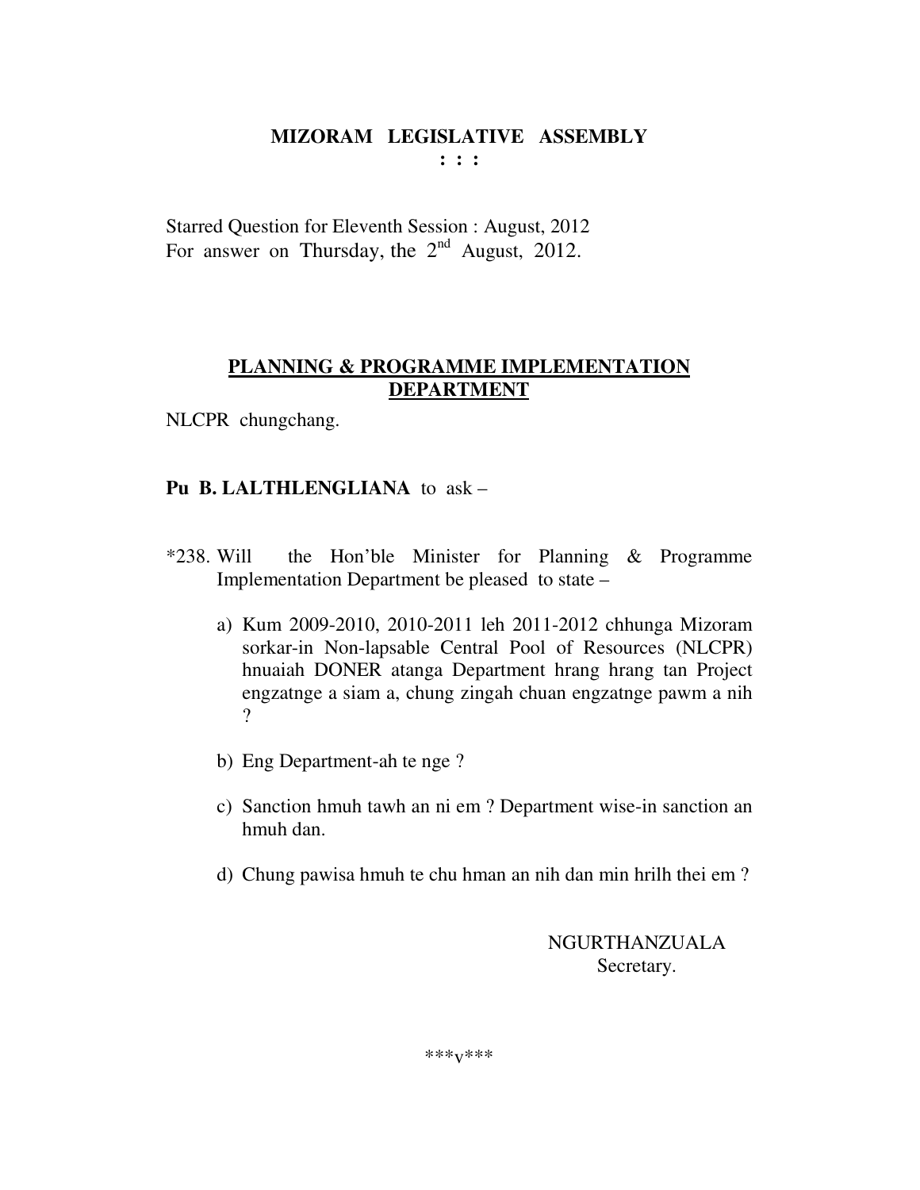**MIZORAM LEGISLATIVE ASSEMBLY**
**: : :**

Starred Question for Eleventh Session : August, 2012
For answer on Thursday, the 2nd August, 2012.

**PLANNING & PROGRAMME IMPLEMENTATION DEPARTMENT**

NLCPR chungchang.

**Pu B. LALTHLENGLIANA** to ask –

*238. Will the Hon'ble Minister for Planning & Programme Implementation Department be pleased to state –

a) Kum 2009-2010, 2010-2011 leh 2011-2012 chhunga Mizoram sorkar-in Non-lapsable Central Pool of Resources (NLCPR) hnuaiah DONER atanga Department hrang hrang tan Project engzatnge a siam a, chung zingah chuan engzatnge pawm a nih ?

b) Eng Department-ah te nge ?

c) Sanction hmuh tawh an ni em ? Department wise-in sanction an hmuh dan.

d) Chung pawisa hmuh te chu hman an nih dan min hrilh thei em ?

NGURTHANZUALA
Secretary.

\*\*\*v\*\*\*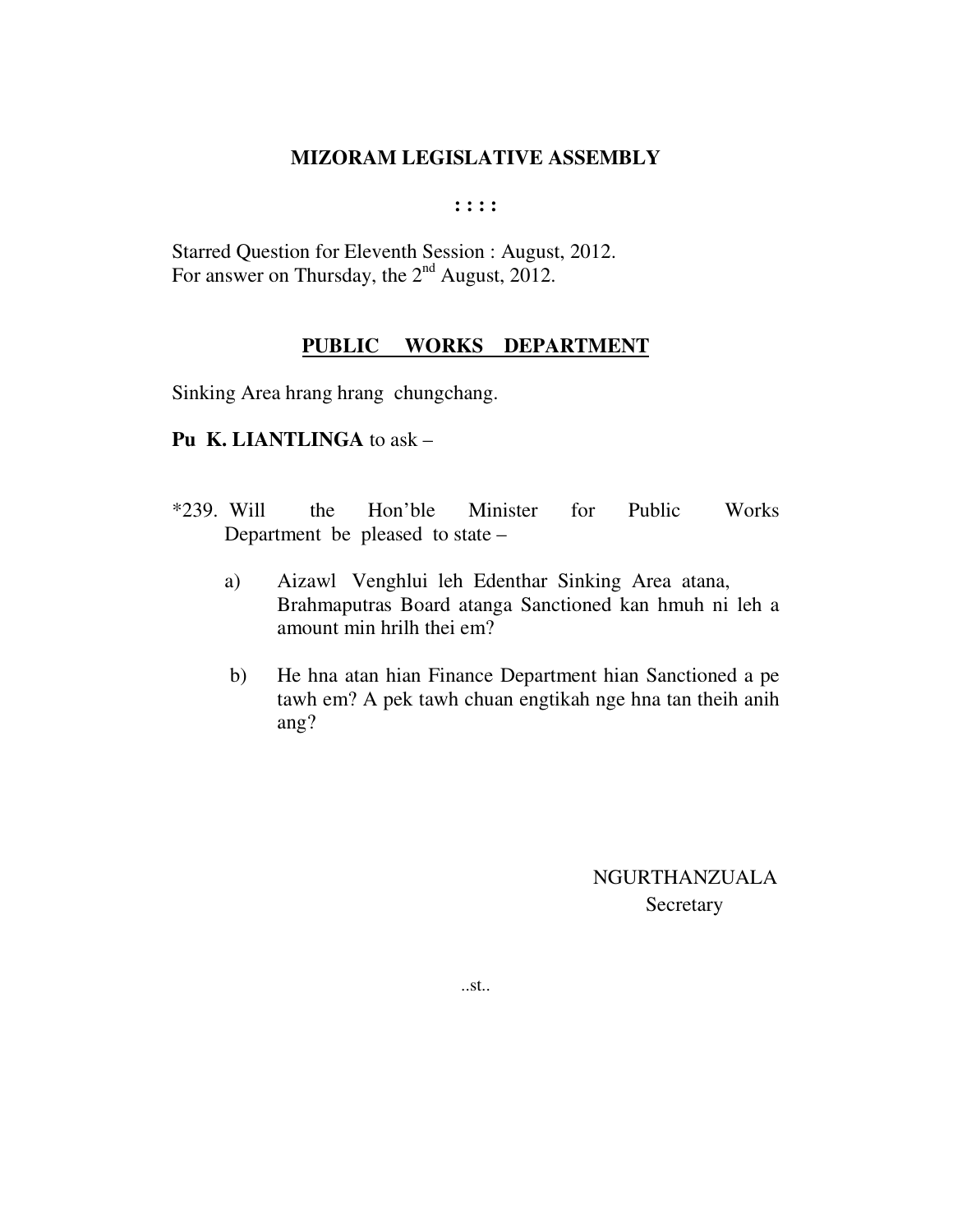# MIZORAM LEGISLATIVE ASSEMBLY

: : : :

Starred Question for Eleventh Session : August, 2012.
For answer on Thursday, the 2nd August, 2012.

## PUBLIC WORKS DEPARTMENT

Sinking Area hrang hrang chungchang.

**Pu K. LIANTLINGA** to ask –

*239. Will the Hon'ble Minister for Public Works Department be pleased to state –

a) Aizawl Venghlui leh Edenthar Sinking Area atana, Brahmaputras Board atanga Sanctioned kan hmuh ni leh a amount min hrilh thei em?

b) He hna atan hian Finance Department hian Sanctioned a pe tawh em? A pek tawh chuan engtikah nge hna tan theih anih ang?

NGURTHANZUALA
Secretary

..st..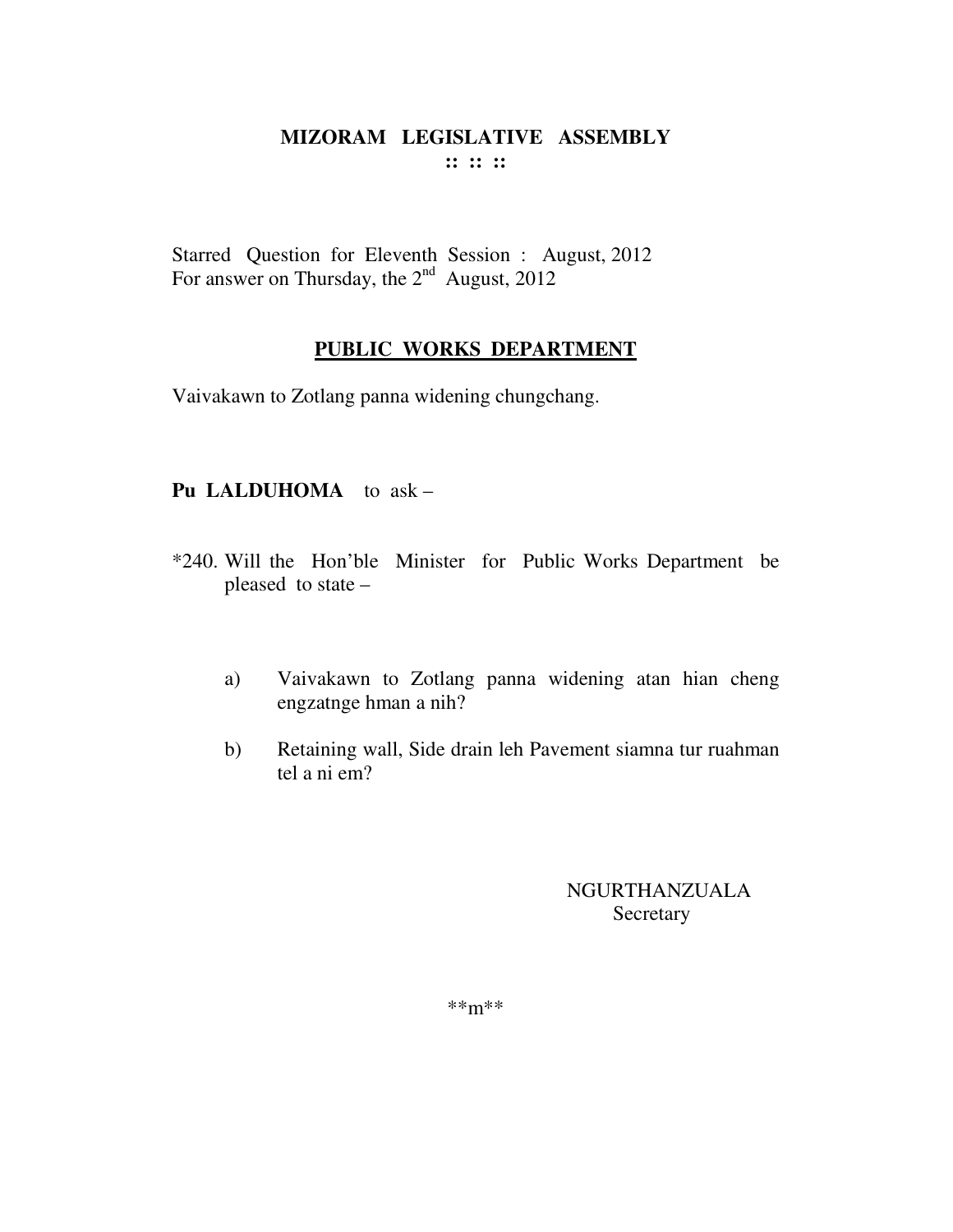**MIZORAM LEGISLATIVE ASSEMBLY**
**:: :: ::**

Starred Question for Eleventh Session : August, 2012
For answer on Thursday, the 2nd August, 2012

**PUBLIC WORKS DEPARTMENT**

Vaivakawn to Zotlang panna widening chungchang.

**Pu LALDUHOMA** to ask –

*240. Will the Hon'ble Minister for Public Works Department be pleased to state –

a) Vaivakawn to Zotlang panna widening atan hian cheng engzatnge hman a nih?

b) Retaining wall, Side drain leh Pavement siamna tur ruahman tel a ni em?

NGURTHANZUALA
Secretary

**m**